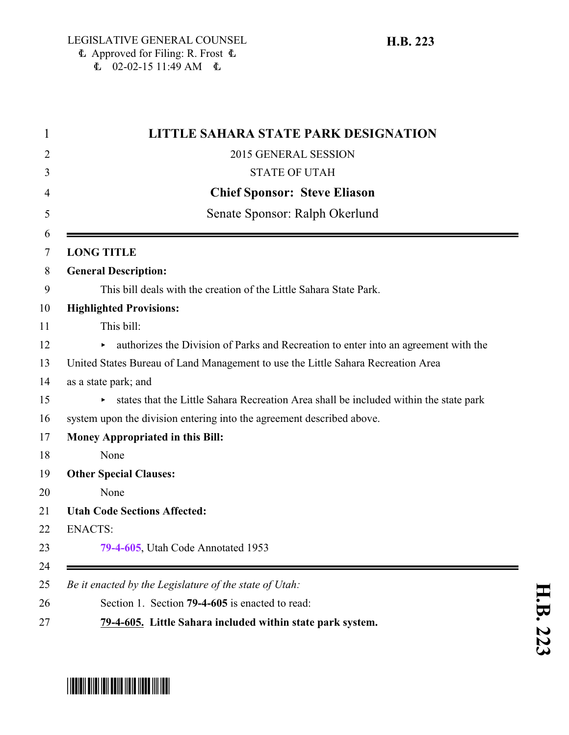LEGISLATIVE GENERAL COUNSEL
Approved for Filing: R. Frost
02-02-15 11:49 AM

**H.B. 223**

# LITTLE SAHARA STATE PARK DESIGNATION

2015 GENERAL SESSION

STATE OF UTAH

**Chief Sponsor: Steve Eliason**

Senate Sponsor: Ralph Okerlund

---

**LONG TITLE**

**General Description:**

This bill deals with the creation of the Little Sahara State Park.

**Highlighted Provisions:**

This bill:

- authorizes the Division of Parks and Recreation to enter into an agreement with the United States Bureau of Land Management to use the Little Sahara Recreation Area as a state park; and
- states that the Little Sahara Recreation Area shall be included within the state park system upon the division entering into the agreement described above.

**Money Appropriated in this Bill:**

None

**Other Special Clauses:**

None

**Utah Code Sections Affected:**

ENACTS:

79-4-605, Utah Code Annotated 1953

---

*Be it enacted by the Legislature of the state of Utah:*

Section 1. Section **79-4-605** is enacted to read:

**79-4-605. Little Sahara included within state park system.**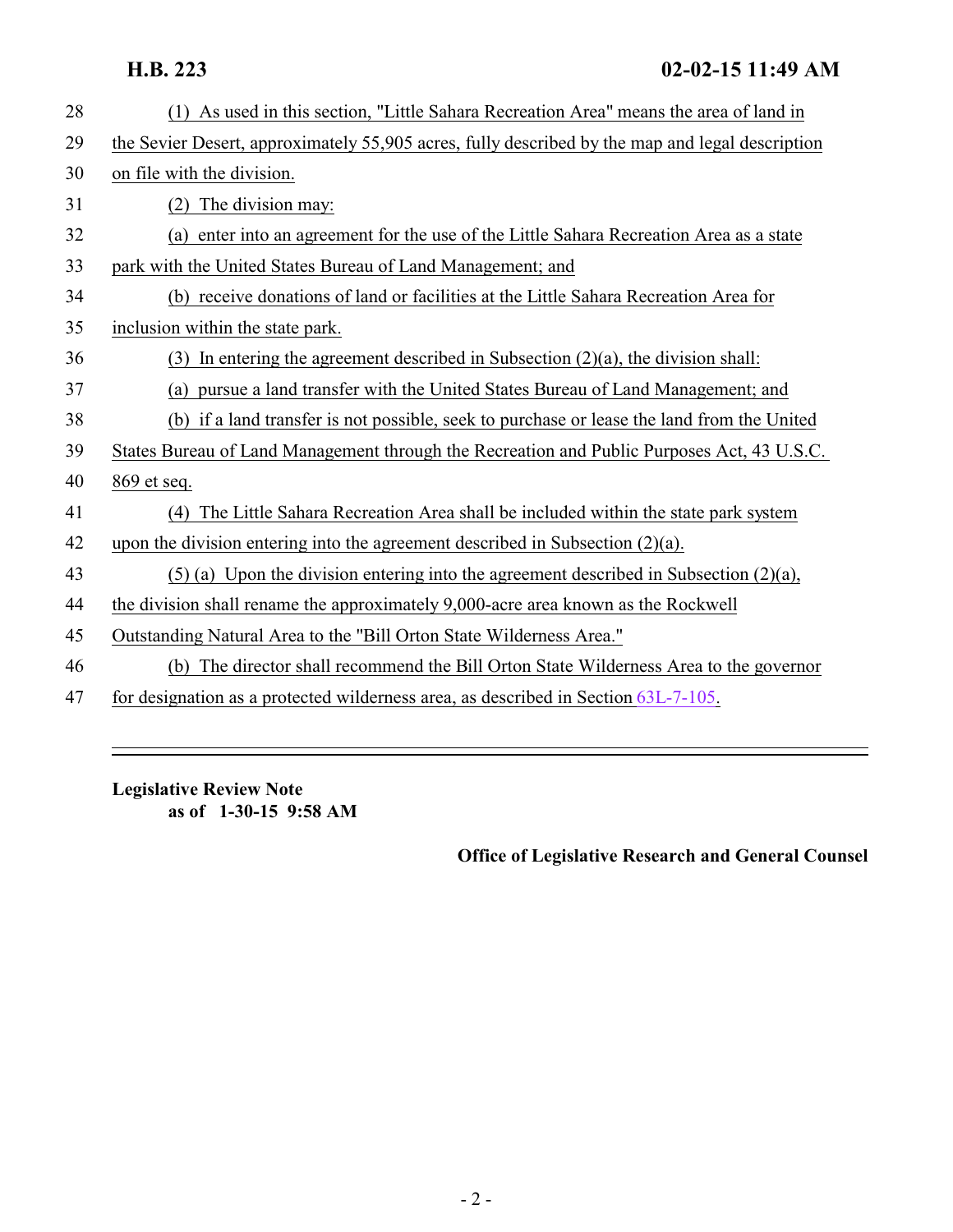(1) As used in this section, "Little Sahara Recreation Area" means the area of land in the Sevier Desert, approximately 55,905 acres, fully described by the map and legal description on file with the division.

(2) The division may:

(a) enter into an agreement for the use of the Little Sahara Recreation Area as a state park with the United States Bureau of Land Management; and

(b) receive donations of land or facilities at the Little Sahara Recreation Area for inclusion within the state park.

(3) In entering the agreement described in Subsection (2)(a), the division shall:

(a) pursue a land transfer with the United States Bureau of Land Management; and

(b) if a land transfer is not possible, seek to purchase or lease the land from the United States Bureau of Land Management through the Recreation and Public Purposes Act, 43 U.S.C. 869 et seq.

(4) The Little Sahara Recreation Area shall be included within the state park system upon the division entering into the agreement described in Subsection (2)(a).

(5) (a) Upon the division entering into the agreement described in Subsection (2)(a), the division shall rename the approximately 9,000-acre area known as the Rockwell Outstanding Natural Area to the "Bill Orton State Wilderness Area."

(b) The director shall recommend the Bill Orton State Wilderness Area to the governor for designation as a protected wilderness area, as described in Section 63L-7-105.

---

**Legislative Review Note**
**as of 1-30-15 9:58 AM**

**Office of Legislative Research and General Counsel**